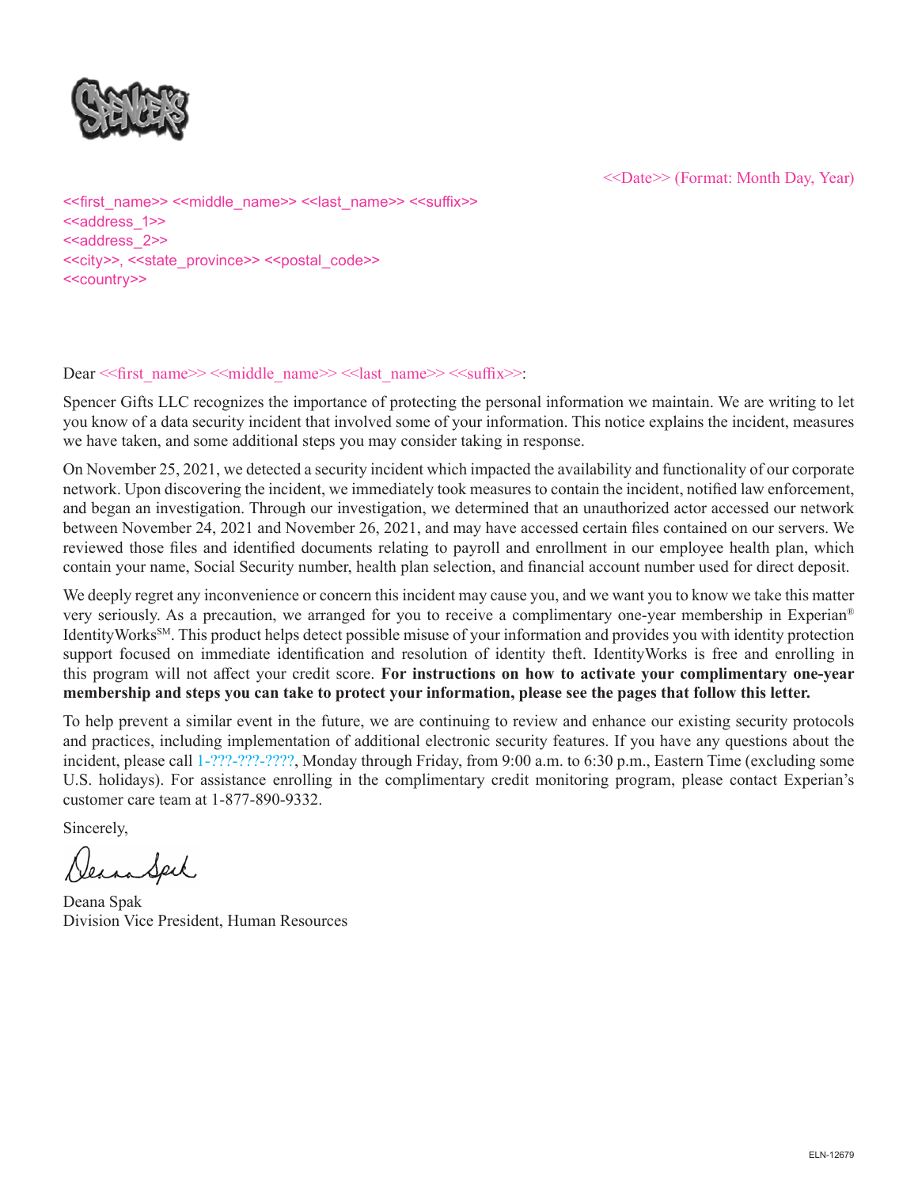<<Date>> (Format: Month Day, Year)

<<first_name>> <<middle_name>> <<last_name>> <<suffix>>
<<address_1>>
<<address_2>>
<<city>>, <<state_province>> <<postal_code>>
<<country>>

Dear <<first_name>> <<middle_name>> <<last_name>> <<suffix>>:

Spencer Gifts LLC recognizes the importance of protecting the personal information we maintain. We are writing to let you know of a data security incident that involved some of your information. This notice explains the incident, measures we have taken, and some additional steps you may consider taking in response.

On November 25, 2021, we detected a security incident which impacted the availability and functionality of our corporate network. Upon discovering the incident, we immediately took measures to contain the incident, notified law enforcement, and began an investigation. Through our investigation, we determined that an unauthorized actor accessed our network between November 24, 2021 and November 26, 2021, and may have accessed certain files contained on our servers. We reviewed those files and identified documents relating to payroll and enrollment in our employee health plan, which contain your name, Social Security number, health plan selection, and financial account number used for direct deposit.

We deeply regret any inconvenience or concern this incident may cause you, and we want you to know we take this matter very seriously. As a precaution, we arranged for you to receive a complimentary one-year membership in Experian® IdentityWorks℠. This product helps detect possible misuse of your information and provides you with identity protection support focused on immediate identification and resolution of identity theft. IdentityWorks is free and enrolling in this program will not affect your credit score. **For instructions on how to activate your complimentary one-year membership and steps you can take to protect your information, please see the pages that follow this letter.**

To help prevent a similar event in the future, we are continuing to review and enhance our existing security protocols and practices, including implementation of additional electronic security features. If you have any questions about the incident, please call 1-???-???-????, Monday through Friday, from 9:00 a.m. to 6:30 p.m., Eastern Time (excluding some U.S. holidays). For assistance enrolling in the complimentary credit monitoring program, please contact Experian's customer care team at 1-877-890-9332.

Sincerely,

Deana Spak
Division Vice President, Human Resources

ELN-12679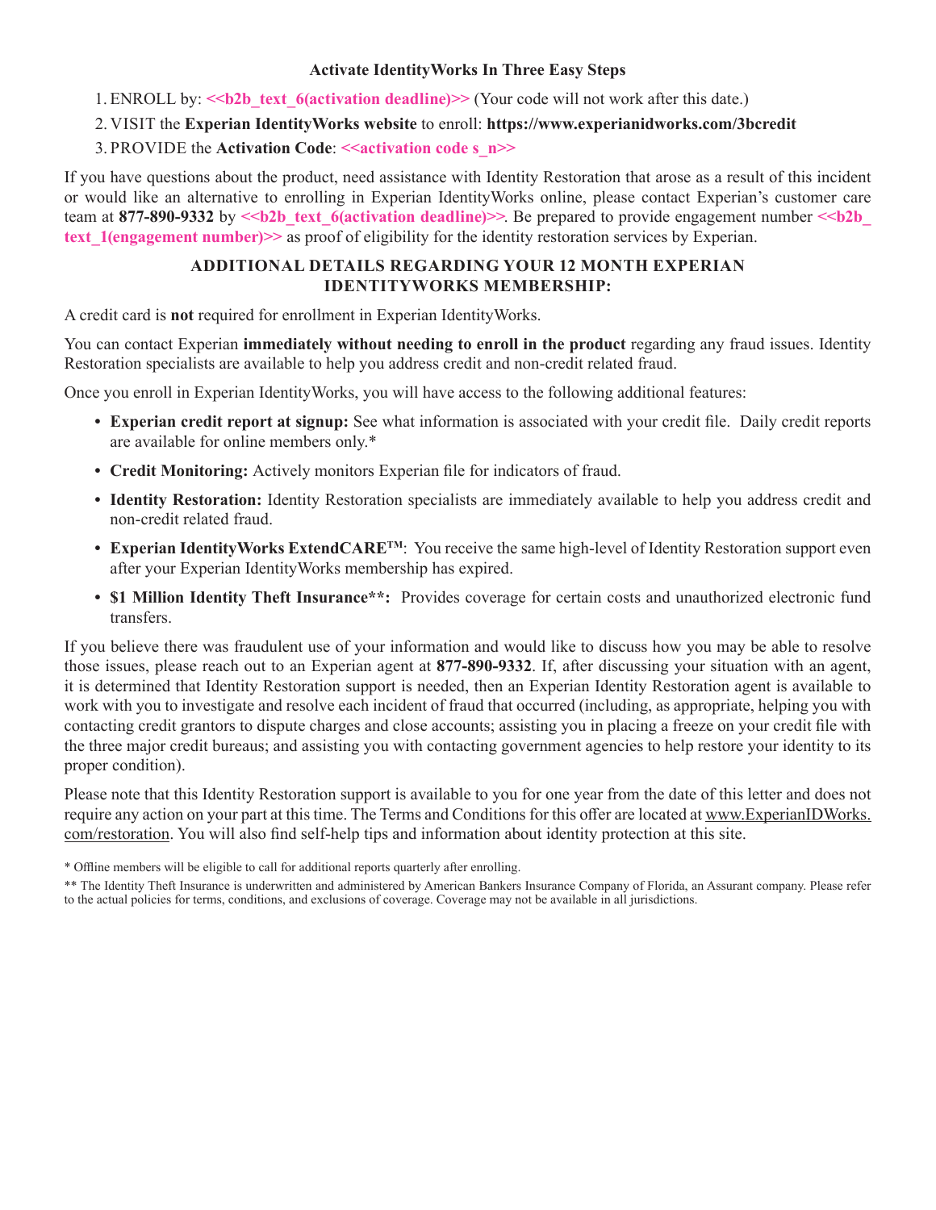**Activate IdentityWorks In Three Easy Steps**

1. ENROLL by: **<<b2b_text_6(activation deadline)>>** (Your code will not work after this date.)
2. VISIT the **Experian IdentityWorks website** to enroll: **https://www.experianidworks.com/3bcredit**
3. PROVIDE the **Activation Code**: **<<activation code s_n>>**

If you have questions about the product, need assistance with Identity Restoration that arose as a result of this incident or would like an alternative to enrolling in Experian IdentityWorks online, please contact Experian's customer care team at **877-890-9332** by **<<b2b_text_6(activation deadline)>>**. Be prepared to provide engagement number **<<b2b_text_1(engagement number)>>** as proof of eligibility for the identity restoration services by Experian.

## ADDITIONAL DETAILS REGARDING YOUR 12 MONTH EXPERIAN IDENTITYWORKS MEMBERSHIP:

A credit card is **not** required for enrollment in Experian IdentityWorks.

You can contact Experian **immediately without needing to enroll in the product** regarding any fraud issues. Identity Restoration specialists are available to help you address credit and non-credit related fraud.

Once you enroll in Experian IdentityWorks, you will have access to the following additional features:

- **Experian credit report at signup:** See what information is associated with your credit file. Daily credit reports are available for online members only.*
- **Credit Monitoring:** Actively monitors Experian file for indicators of fraud.
- **Identity Restoration:** Identity Restoration specialists are immediately available to help you address credit and non-credit related fraud.
- **Experian IdentityWorks ExtendCARE™**: You receive the same high-level of Identity Restoration support even after your Experian IdentityWorks membership has expired.
- **$1 Million Identity Theft Insurance**:** Provides coverage for certain costs and unauthorized electronic fund transfers.

If you believe there was fraudulent use of your information and would like to discuss how you may be able to resolve those issues, please reach out to an Experian agent at **877-890-9332**. If, after discussing your situation with an agent, it is determined that Identity Restoration support is needed, then an Experian Identity Restoration agent is available to work with you to investigate and resolve each incident of fraud that occurred (including, as appropriate, helping you with contacting credit grantors to dispute charges and close accounts; assisting you in placing a freeze on your credit file with the three major credit bureaus; and assisting you with contacting government agencies to help restore your identity to its proper condition).

Please note that this Identity Restoration support is available to you for one year from the date of this letter and does not require any action on your part at this time. The Terms and Conditions for this offer are located at www.ExperianIDWorks.com/restoration. You will also find self-help tips and information about identity protection at this site.

* Offline members will be eligible to call for additional reports quarterly after enrolling.

** The Identity Theft Insurance is underwritten and administered by American Bankers Insurance Company of Florida, an Assurant company. Please refer to the actual policies for terms, conditions, and exclusions of coverage. Coverage may not be available in all jurisdictions.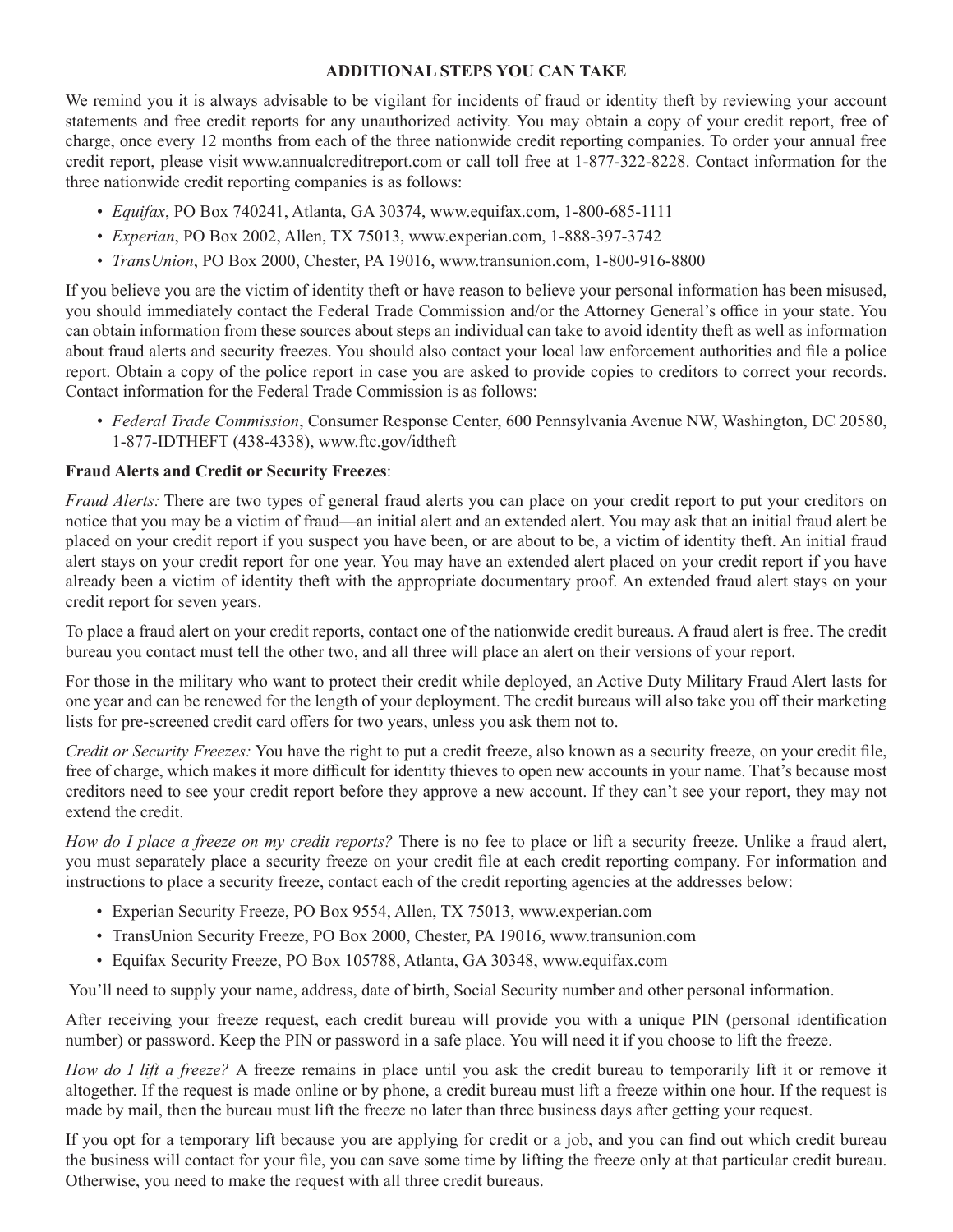## ADDITIONAL STEPS YOU CAN TAKE

We remind you it is always advisable to be vigilant for incidents of fraud or identity theft by reviewing your account statements and free credit reports for any unauthorized activity. You may obtain a copy of your credit report, free of charge, once every 12 months from each of the three nationwide credit reporting companies. To order your annual free credit report, please visit www.annualcreditreport.com or call toll free at 1-877-322-8228. Contact information for the three nationwide credit reporting companies is as follows:

- *Equifax*, PO Box 740241, Atlanta, GA 30374, www.equifax.com, 1-800-685-1111
- *Experian*, PO Box 2002, Allen, TX 75013, www.experian.com, 1-888-397-3742
- *TransUnion*, PO Box 2000, Chester, PA 19016, www.transunion.com, 1-800-916-8800

If you believe you are the victim of identity theft or have reason to believe your personal information has been misused, you should immediately contact the Federal Trade Commission and/or the Attorney General's office in your state. You can obtain information from these sources about steps an individual can take to avoid identity theft as well as information about fraud alerts and security freezes. You should also contact your local law enforcement authorities and file a police report. Obtain a copy of the police report in case you are asked to provide copies to creditors to correct your records. Contact information for the Federal Trade Commission is as follows:

- *Federal Trade Commission*, Consumer Response Center, 600 Pennsylvania Avenue NW, Washington, DC 20580, 1-877-IDTHEFT (438-4338), www.ftc.gov/idtheft

**Fraud Alerts and Credit or Security Freezes**:

*Fraud Alerts:* There are two types of general fraud alerts you can place on your credit report to put your creditors on notice that you may be a victim of fraud—an initial alert and an extended alert. You may ask that an initial fraud alert be placed on your credit report if you suspect you have been, or are about to be, a victim of identity theft. An initial fraud alert stays on your credit report for one year. You may have an extended alert placed on your credit report if you have already been a victim of identity theft with the appropriate documentary proof. An extended fraud alert stays on your credit report for seven years.

To place a fraud alert on your credit reports, contact one of the nationwide credit bureaus. A fraud alert is free. The credit bureau you contact must tell the other two, and all three will place an alert on their versions of your report.

For those in the military who want to protect their credit while deployed, an Active Duty Military Fraud Alert lasts for one year and can be renewed for the length of your deployment. The credit bureaus will also take you off their marketing lists for pre-screened credit card offers for two years, unless you ask them not to.

*Credit or Security Freezes:* You have the right to put a credit freeze, also known as a security freeze, on your credit file, free of charge, which makes it more difficult for identity thieves to open new accounts in your name. That's because most creditors need to see your credit report before they approve a new account. If they can't see your report, they may not extend the credit.

*How do I place a freeze on my credit reports?* There is no fee to place or lift a security freeze. Unlike a fraud alert, you must separately place a security freeze on your credit file at each credit reporting company. For information and instructions to place a security freeze, contact each of the credit reporting agencies at the addresses below:

- Experian Security Freeze, PO Box 9554, Allen, TX 75013, www.experian.com
- TransUnion Security Freeze, PO Box 2000, Chester, PA 19016, www.transunion.com
- Equifax Security Freeze, PO Box 105788, Atlanta, GA 30348, www.equifax.com

You'll need to supply your name, address, date of birth, Social Security number and other personal information.

After receiving your freeze request, each credit bureau will provide you with a unique PIN (personal identification number) or password. Keep the PIN or password in a safe place. You will need it if you choose to lift the freeze.

*How do I lift a freeze?* A freeze remains in place until you ask the credit bureau to temporarily lift it or remove it altogether. If the request is made online or by phone, a credit bureau must lift a freeze within one hour. If the request is made by mail, then the bureau must lift the freeze no later than three business days after getting your request.

If you opt for a temporary lift because you are applying for credit or a job, and you can find out which credit bureau the business will contact for your file, you can save some time by lifting the freeze only at that particular credit bureau. Otherwise, you need to make the request with all three credit bureaus.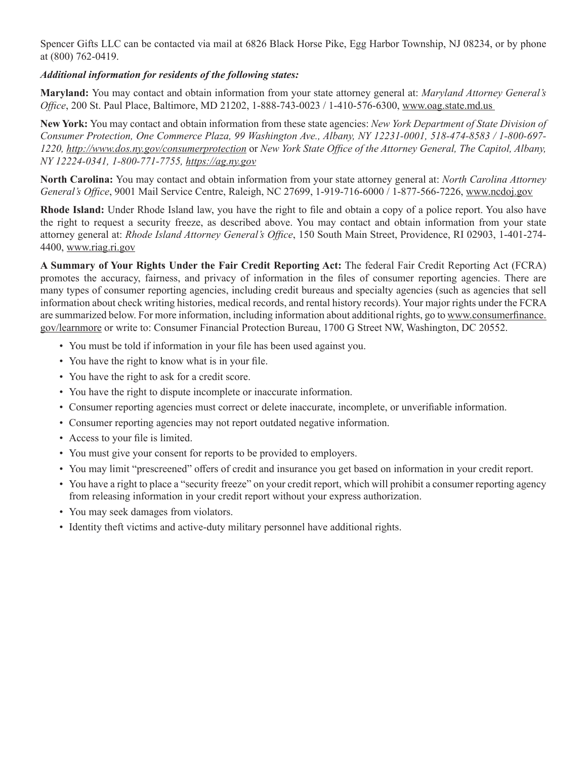Spencer Gifts LLC can be contacted via mail at 6826 Black Horse Pike, Egg Harbor Township, NJ 08234, or by phone at (800) 762-0419.

***Additional information for residents of the following states:***

**Maryland:** You may contact and obtain information from your state attorney general at: *Maryland Attorney General's Office*, 200 St. Paul Place, Baltimore, MD 21202, 1-888-743-0023 / 1-410-576-6300, www.oag.state.md.us

**New York:** You may contact and obtain information from these state agencies: *New York Department of State Division of Consumer Protection, One Commerce Plaza, 99 Washington Ave., Albany, NY 12231-0001, 518-474-8583 / 1-800-697-1220, http://www.dos.ny.gov/consumerprotection* or *New York State Office of the Attorney General, The Capitol, Albany, NY 12224-0341, 1-800-771-7755, https://ag.ny.gov*

**North Carolina:** You may contact and obtain information from your state attorney general at: *North Carolina Attorney General's Office*, 9001 Mail Service Centre, Raleigh, NC 27699, 1-919-716-6000 / 1-877-566-7226, www.ncdoj.gov

**Rhode Island:** Under Rhode Island law, you have the right to file and obtain a copy of a police report. You also have the right to request a security freeze, as described above. You may contact and obtain information from your state attorney general at: *Rhode Island Attorney General's Office*, 150 South Main Street, Providence, RI 02903, 1-401-274-4400, www.riag.ri.gov

**A Summary of Your Rights Under the Fair Credit Reporting Act:** The federal Fair Credit Reporting Act (FCRA) promotes the accuracy, fairness, and privacy of information in the files of consumer reporting agencies. There are many types of consumer reporting agencies, including credit bureaus and specialty agencies (such as agencies that sell information about check writing histories, medical records, and rental history records). Your major rights under the FCRA are summarized below. For more information, including information about additional rights, go to www.consumerfinance.gov/learnmore or write to: Consumer Financial Protection Bureau, 1700 G Street NW, Washington, DC 20552.

- You must be told if information in your file has been used against you.
- You have the right to know what is in your file.
- You have the right to ask for a credit score.
- You have the right to dispute incomplete or inaccurate information.
- Consumer reporting agencies must correct or delete inaccurate, incomplete, or unverifiable information.
- Consumer reporting agencies may not report outdated negative information.
- Access to your file is limited.
- You must give your consent for reports to be provided to employers.
- You may limit "prescreened" offers of credit and insurance you get based on information in your credit report.
- You have a right to place a "security freeze" on your credit report, which will prohibit a consumer reporting agency from releasing information in your credit report without your express authorization.
- You may seek damages from violators.
- Identity theft victims and active-duty military personnel have additional rights.